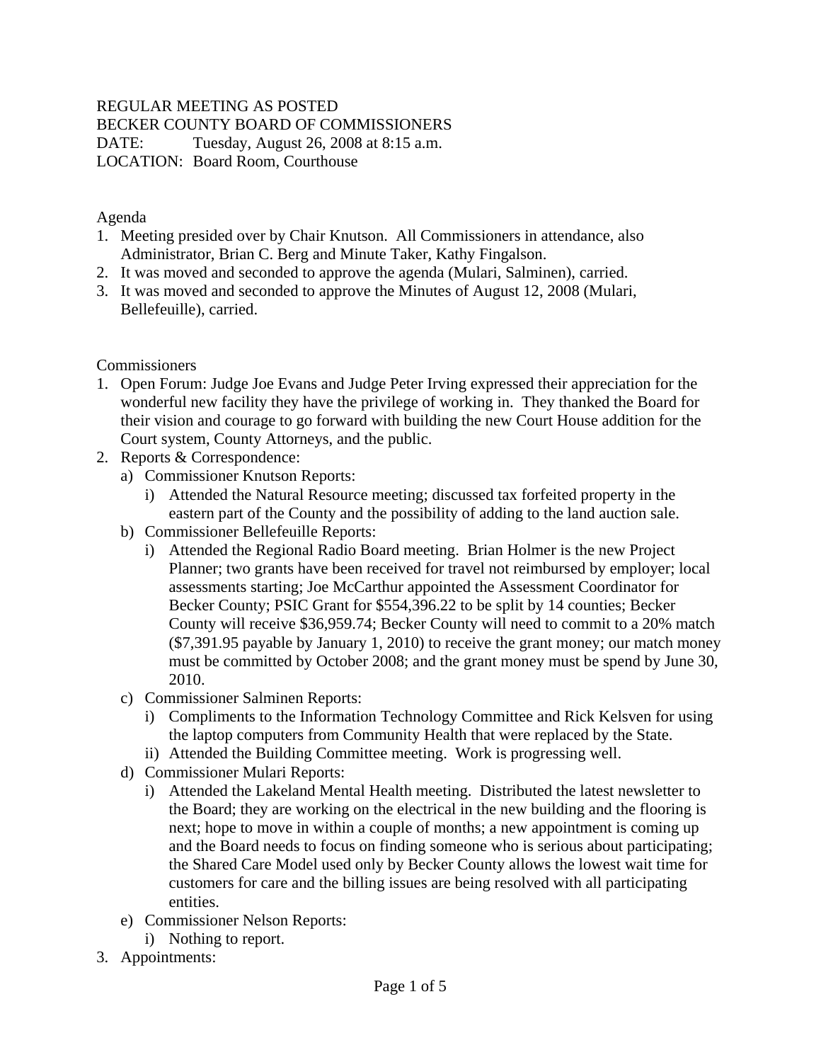REGULAR MEETING AS POSTED
BECKER COUNTY BOARD OF COMMISSIONERS
DATE: Tuesday, August 26, 2008 at 8:15 a.m.
LOCATION: Board Room, Courthouse

Agenda

1. Meeting presided over by Chair Knutson. All Commissioners in attendance, also Administrator, Brian C. Berg and Minute Taker, Kathy Fingalson.
2. It was moved and seconded to approve the agenda (Mulari, Salminen), carried.
3. It was moved and seconded to approve the Minutes of August 12, 2008 (Mulari, Bellefeuille), carried.

Commissioners

1. Open Forum: Judge Joe Evans and Judge Peter Irving expressed their appreciation for the wonderful new facility they have the privilege of working in. They thanked the Board for their vision and courage to go forward with building the new Court House addition for the Court system, County Attorneys, and the public.
2. Reports & Correspondence:
   a) Commissioner Knutson Reports:
      i) Attended the Natural Resource meeting; discussed tax forfeited property in the eastern part of the County and the possibility of adding to the land auction sale.
   b) Commissioner Bellefeuille Reports:
      i) Attended the Regional Radio Board meeting. Brian Holmer is the new Project Planner; two grants have been received for travel not reimbursed by employer; local assessments starting; Joe McCarthur appointed the Assessment Coordinator for Becker County; PSIC Grant for $554,396.22 to be split by 14 counties; Becker County will receive $36,959.74; Becker County will need to commit to a 20% match ($7,391.95 payable by January 1, 2010) to receive the grant money; our match money must be committed by October 2008; and the grant money must be spend by June 30, 2010.
   c) Commissioner Salminen Reports:
      i) Compliments to the Information Technology Committee and Rick Kelsven for using the laptop computers from Community Health that were replaced by the State.
      ii) Attended the Building Committee meeting. Work is progressing well.
   d) Commissioner Mulari Reports:
      i) Attended the Lakeland Mental Health meeting. Distributed the latest newsletter to the Board; they are working on the electrical in the new building and the flooring is next; hope to move in within a couple of months; a new appointment is coming up and the Board needs to focus on finding someone who is serious about participating; the Shared Care Model used only by Becker County allows the lowest wait time for customers for care and the billing issues are being resolved with all participating entities.
   e) Commissioner Nelson Reports:
      i) Nothing to report.
3. Appointments: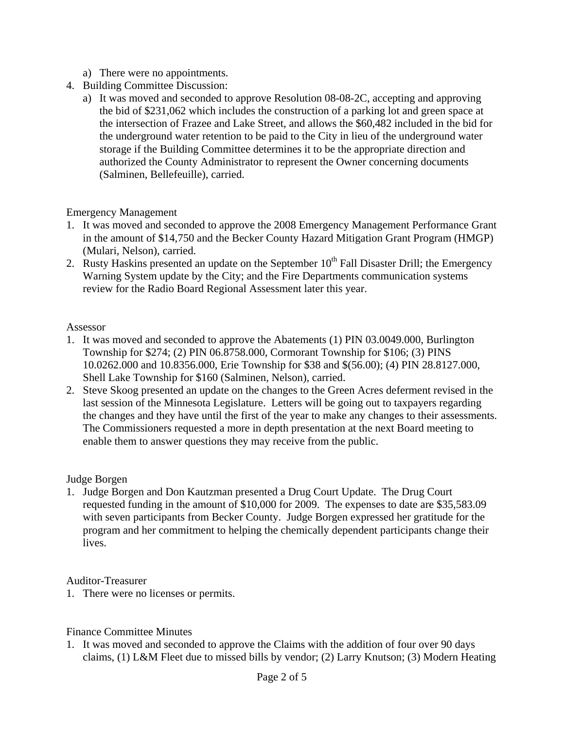a) There were no appointments.

4. Building Committee Discussion:
   a) It was moved and seconded to approve Resolution 08-08-2C, accepting and approving the bid of $231,062 which includes the construction of a parking lot and green space at the intersection of Frazee and Lake Street, and allows the $60,482 included in the bid for the underground water retention to be paid to the City in lieu of the underground water storage if the Building Committee determines it to be the appropriate direction and authorized the County Administrator to represent the Owner concerning documents (Salminen, Bellefeuille), carried.

Emergency Management

1. It was moved and seconded to approve the 2008 Emergency Management Performance Grant in the amount of $14,750 and the Becker County Hazard Mitigation Grant Program (HMGP) (Mulari, Nelson), carried.
2. Rusty Haskins presented an update on the September 10th Fall Disaster Drill; the Emergency Warning System update by the City; and the Fire Departments communication systems review for the Radio Board Regional Assessment later this year.

Assessor

1. It was moved and seconded to approve the Abatements (1) PIN 03.0049.000, Burlington Township for $274; (2) PIN 06.8758.000, Cormorant Township for $106; (3) PINS 10.0262.000 and 10.8356.000, Erie Township for $38 and $(56.00); (4) PIN 28.8127.000, Shell Lake Township for $160 (Salminen, Nelson), carried.
2. Steve Skoog presented an update on the changes to the Green Acres deferment revised in the last session of the Minnesota Legislature. Letters will be going out to taxpayers regarding the changes and they have until the first of the year to make any changes to their assessments. The Commissioners requested a more in depth presentation at the next Board meeting to enable them to answer questions they may receive from the public.

Judge Borgen

1. Judge Borgen and Don Kautzman presented a Drug Court Update. The Drug Court requested funding in the amount of $10,000 for 2009. The expenses to date are $35,583.09 with seven participants from Becker County. Judge Borgen expressed her gratitude for the program and her commitment to helping the chemically dependent participants change their lives.

Auditor-Treasurer

1. There were no licenses or permits.

Finance Committee Minutes

1. It was moved and seconded to approve the Claims with the addition of four over 90 days claims, (1) L&M Fleet due to missed bills by vendor; (2) Larry Knutson; (3) Modern Heating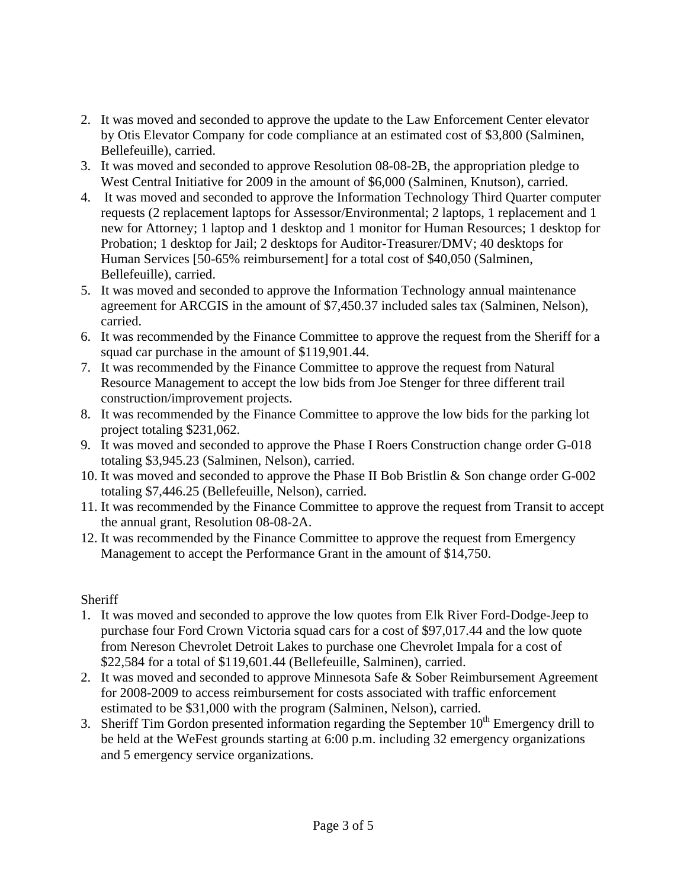2. It was moved and seconded to approve the update to the Law Enforcement Center elevator by Otis Elevator Company for code compliance at an estimated cost of $3,800 (Salminen, Bellefeuille), carried.
3. It was moved and seconded to approve Resolution 08-08-2B, the appropriation pledge to West Central Initiative for 2009 in the amount of $6,000 (Salminen, Knutson), carried.
4. It was moved and seconded to approve the Information Technology Third Quarter computer requests (2 replacement laptops for Assessor/Environmental; 2 laptops, 1 replacement and 1 new for Attorney; 1 laptop and 1 desktop and 1 monitor for Human Resources; 1 desktop for Probation; 1 desktop for Jail; 2 desktops for Auditor-Treasurer/DMV; 40 desktops for Human Services [50-65% reimbursement] for a total cost of $40,050 (Salminen, Bellefeuille), carried.
5. It was moved and seconded to approve the Information Technology annual maintenance agreement for ARCGIS in the amount of $7,450.37 included sales tax (Salminen, Nelson), carried.
6. It was recommended by the Finance Committee to approve the request from the Sheriff for a squad car purchase in the amount of $119,901.44.
7. It was recommended by the Finance Committee to approve the request from Natural Resource Management to accept the low bids from Joe Stenger for three different trail construction/improvement projects.
8. It was recommended by the Finance Committee to approve the low bids for the parking lot project totaling $231,062.
9. It was moved and seconded to approve the Phase I Roers Construction change order G-018 totaling $3,945.23 (Salminen, Nelson), carried.
10. It was moved and seconded to approve the Phase II Bob Bristlin & Son change order G-002 totaling $7,446.25 (Bellefeuille, Nelson), carried.
11. It was recommended by the Finance Committee to approve the request from Transit to accept the annual grant, Resolution 08-08-2A.
12. It was recommended by the Finance Committee to approve the request from Emergency Management to accept the Performance Grant in the amount of $14,750.

Sheriff

1. It was moved and seconded to approve the low quotes from Elk River Ford-Dodge-Jeep to purchase four Ford Crown Victoria squad cars for a cost of $97,017.44 and the low quote from Nereson Chevrolet Detroit Lakes to purchase one Chevrolet Impala for a cost of $22,584 for a total of $119,601.44 (Bellefeuille, Salminen), carried.
2. It was moved and seconded to approve Minnesota Safe & Sober Reimbursement Agreement for 2008-2009 to access reimbursement for costs associated with traffic enforcement estimated to be $31,000 with the program (Salminen, Nelson), carried.
3. Sheriff Tim Gordon presented information regarding the September 10th Emergency drill to be held at the WeFest grounds starting at 6:00 p.m. including 32 emergency organizations and 5 emergency service organizations.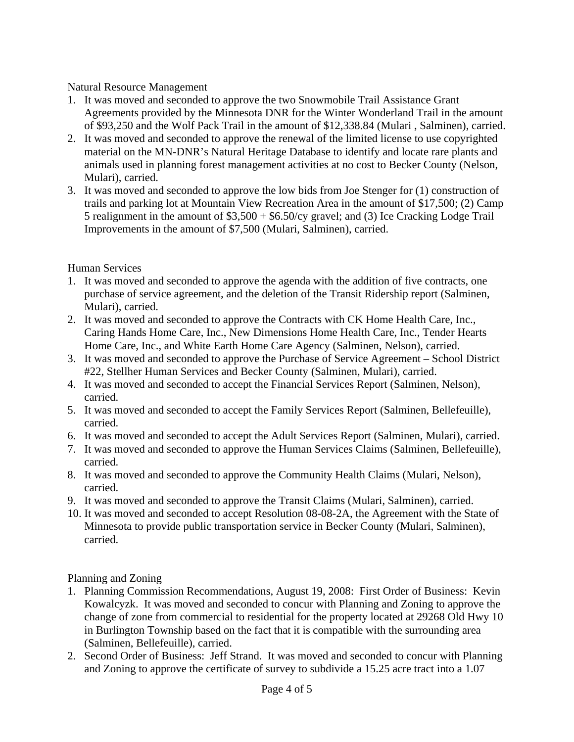Natural Resource Management

1. It was moved and seconded to approve the two Snowmobile Trail Assistance Grant Agreements provided by the Minnesota DNR for the Winter Wonderland Trail in the amount of $93,250 and the Wolf Pack Trail in the amount of $12,338.84 (Mulari , Salminen), carried.
2. It was moved and seconded to approve the renewal of the limited license to use copyrighted material on the MN-DNR's Natural Heritage Database to identify and locate rare plants and animals used in planning forest management activities at no cost to Becker County (Nelson, Mulari), carried.
3. It was moved and seconded to approve the low bids from Joe Stenger for (1) construction of trails and parking lot at Mountain View Recreation Area in the amount of $17,500; (2) Camp 5 realignment in the amount of $3,500 + $6.50/cy gravel; and (3) Ice Cracking Lodge Trail Improvements in the amount of $7,500 (Mulari, Salminen), carried.

Human Services

1. It was moved and seconded to approve the agenda with the addition of five contracts, one purchase of service agreement, and the deletion of the Transit Ridership report (Salminen, Mulari), carried.
2. It was moved and seconded to approve the Contracts with CK Home Health Care, Inc., Caring Hands Home Care, Inc., New Dimensions Home Health Care, Inc., Tender Hearts Home Care, Inc., and White Earth Home Care Agency (Salminen, Nelson), carried.
3. It was moved and seconded to approve the Purchase of Service Agreement – School District #22, Stellher Human Services and Becker County (Salminen, Mulari), carried.
4. It was moved and seconded to accept the Financial Services Report (Salminen, Nelson), carried.
5. It was moved and seconded to accept the Family Services Report (Salminen, Bellefeuille), carried.
6. It was moved and seconded to accept the Adult Services Report (Salminen, Mulari), carried.
7. It was moved and seconded to approve the Human Services Claims (Salminen, Bellefeuille), carried.
8. It was moved and seconded to approve the Community Health Claims (Mulari, Nelson), carried.
9. It was moved and seconded to approve the Transit Claims (Mulari, Salminen), carried.
10. It was moved and seconded to accept Resolution 08-08-2A, the Agreement with the State of Minnesota to provide public transportation service in Becker County (Mulari, Salminen), carried.

Planning and Zoning

1. Planning Commission Recommendations, August 19, 2008: First Order of Business: Kevin Kowalcyzk. It was moved and seconded to concur with Planning and Zoning to approve the change of zone from commercial to residential for the property located at 29268 Old Hwy 10 in Burlington Township based on the fact that it is compatible with the surrounding area (Salminen, Bellefeuille), carried.
2. Second Order of Business: Jeff Strand. It was moved and seconded to concur with Planning and Zoning to approve the certificate of survey to subdivide a 15.25 acre tract into a 1.07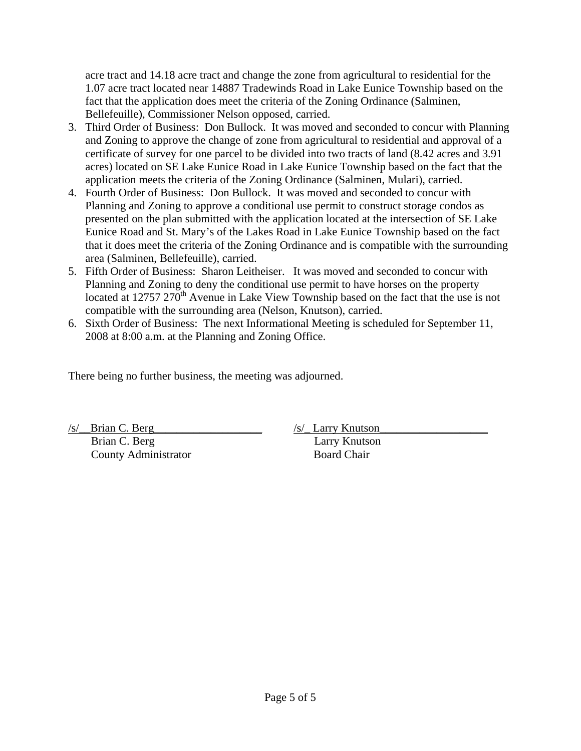acre tract and 14.18 acre tract and change the zone from agricultural to residential for the 1.07 acre tract located near 14887 Tradewinds Road in Lake Eunice Township based on the fact that the application does meet the criteria of the Zoning Ordinance (Salminen, Bellefeuille), Commissioner Nelson opposed, carried.

3. Third Order of Business: Don Bullock. It was moved and seconded to concur with Planning and Zoning to approve the change of zone from agricultural to residential and approval of a certificate of survey for one parcel to be divided into two tracts of land (8.42 acres and 3.91 acres) located on SE Lake Eunice Road in Lake Eunice Township based on the fact that the application meets the criteria of the Zoning Ordinance (Salminen, Mulari), carried.
4. Fourth Order of Business: Don Bullock. It was moved and seconded to concur with Planning and Zoning to approve a conditional use permit to construct storage condos as presented on the plan submitted with the application located at the intersection of SE Lake Eunice Road and St. Mary's of the Lakes Road in Lake Eunice Township based on the fact that it does meet the criteria of the Zoning Ordinance and is compatible with the surrounding area (Salminen, Bellefeuille), carried.
5. Fifth Order of Business: Sharon Leitheiser. It was moved and seconded to concur with Planning and Zoning to deny the conditional use permit to have horses on the property located at 12757 270th Avenue in Lake View Township based on the fact that the use is not compatible with the surrounding area (Nelson, Knutson), carried.
6. Sixth Order of Business: The next Informational Meeting is scheduled for September 11, 2008 at 8:00 a.m. at the Planning and Zoning Office.

There being no further business, the meeting was adjourned.

/s/__Brian C. Berg___________________
Brian C. Berg
County Administrator

/s/_ Larry Knutson___________________
Larry Knutson
Board Chair